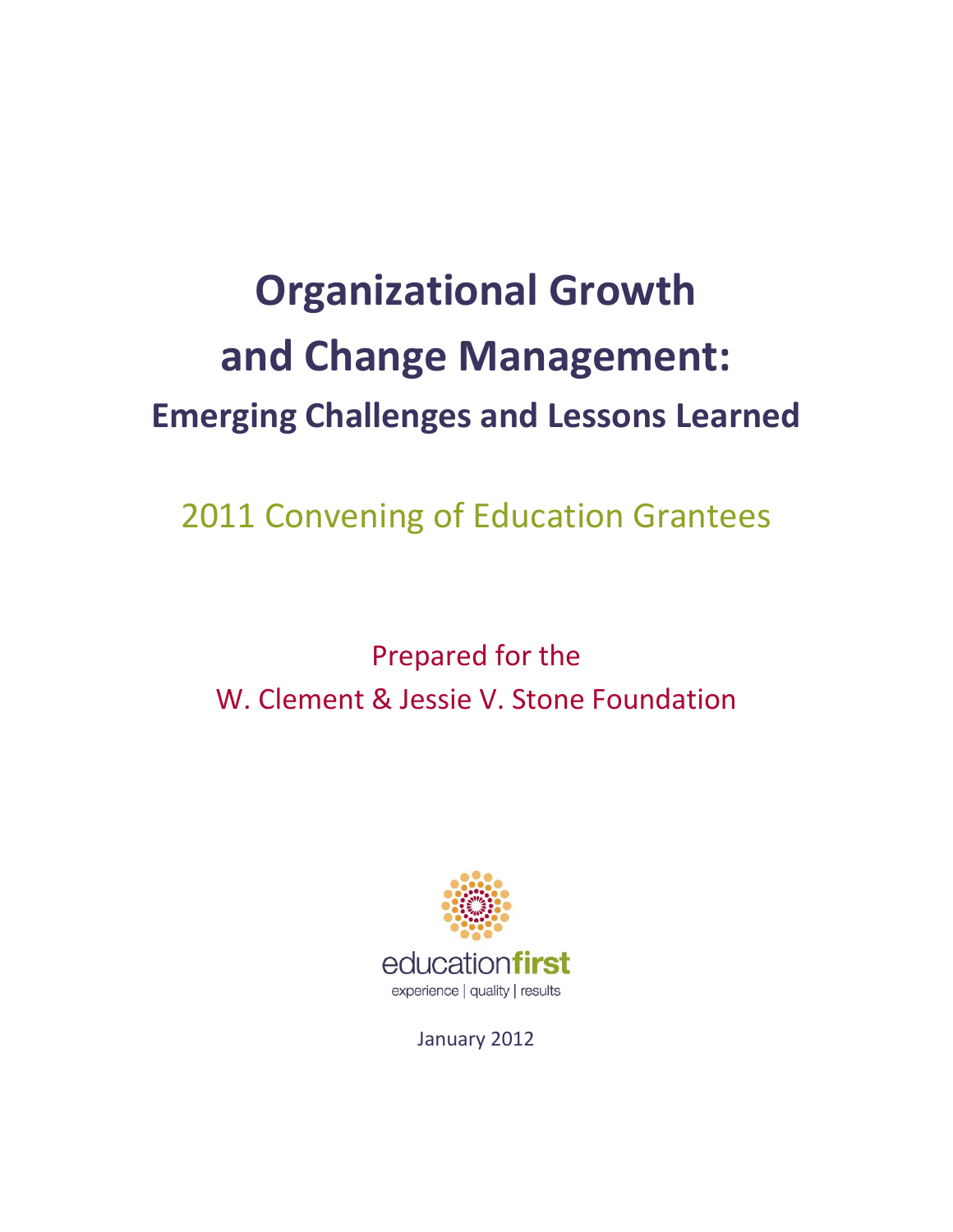# Organizational Growth and Change Management:

## Emerging Challenges and Lessons Learned

2011 Convening of Education Grantees

Prepared for the
W. Clement & Jessie V. Stone Foundation

educationfirst
experience | quality | results

January 2012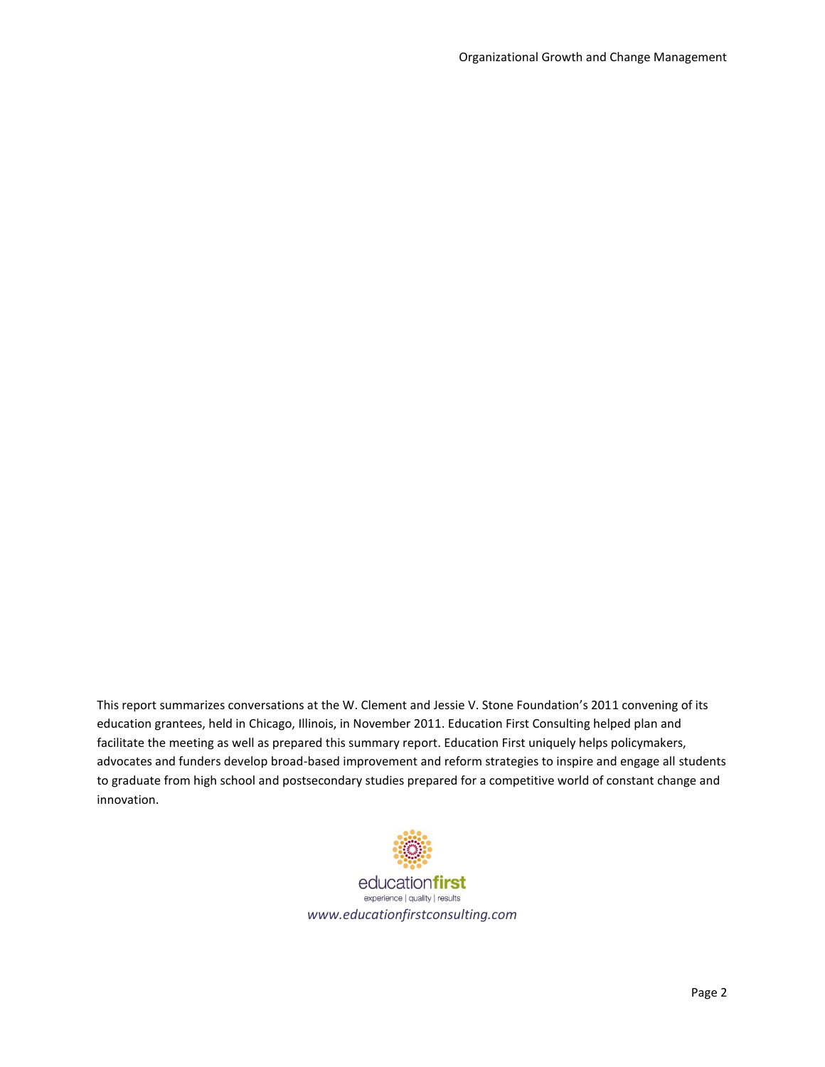This report summarizes conversations at the W. Clement and Jessie V. Stone Foundation's 2011 convening of its education grantees, held in Chicago, Illinois, in November 2011. Education First Consulting helped plan and facilitate the meeting as well as prepared this summary report. Education First uniquely helps policymakers, advocates and funders develop broad-based improvement and reform strategies to inspire and engage all students to graduate from high school and postsecondary studies prepared for a competitive world of constant change and innovation.

educationfirst

experience | quality | results

*www.educationfirstconsulting.com*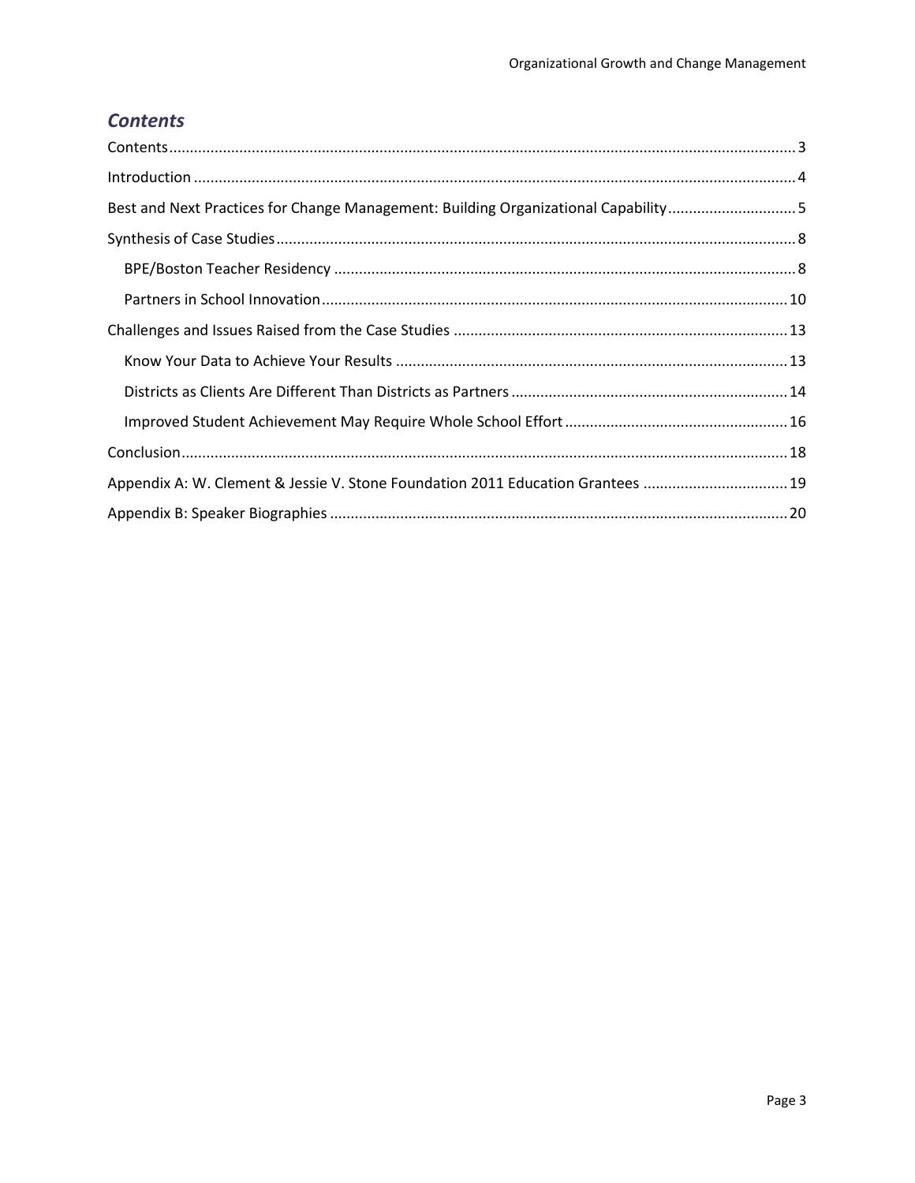## *Contents*

Contents ........................................................................................................................................... 3

Introduction ..................................................................................................................................... 4

Best and Next Practices for Change Management: Building Organizational Capability ................................ 5

Synthesis of Case Studies ................................................................................................................. 8

- BPE/Boston Teacher Residency ................................................................................................... 8
- Partners in School Innovation ..................................................................................................... 10

Challenges and Issues Raised from the Case Studies ..................................................................... 13

- Know Your Data to Achieve Your Results ................................................................................... 13
- Districts as Clients Are Different Than Districts as Partners ....................................................... 14
- Improved Student Achievement May Require Whole School Effort ............................................ 16

Conclusion ...................................................................................................................................... 18

Appendix A: W. Clement & Jessie V. Stone Foundation 2011 Education Grantees ......................... 19

Appendix B: Speaker Biographies ................................................................................................... 20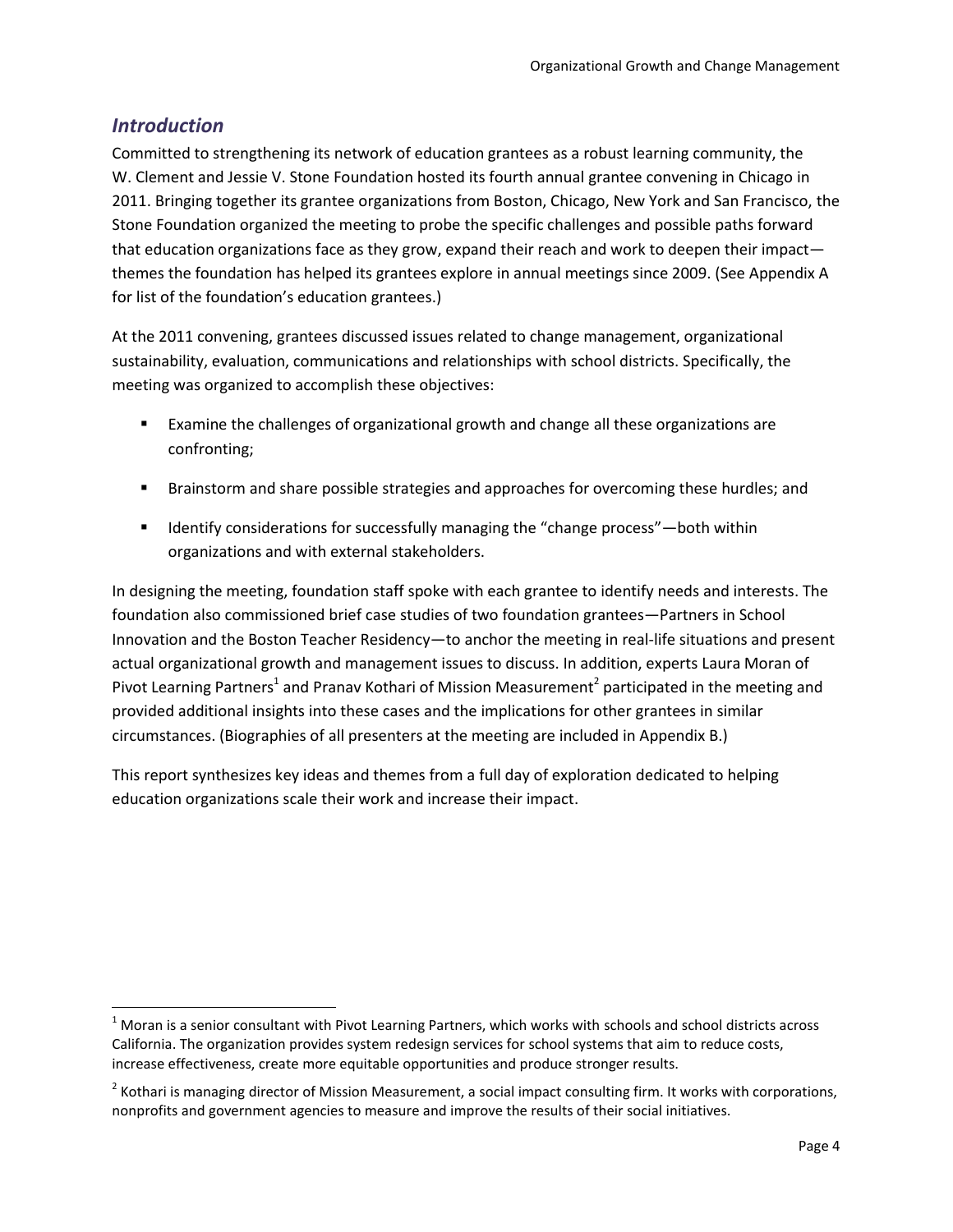## *Introduction*

Committed to strengthening its network of education grantees as a robust learning community, the W. Clement and Jessie V. Stone Foundation hosted its fourth annual grantee convening in Chicago in 2011. Bringing together its grantee organizations from Boston, Chicago, New York and San Francisco, the Stone Foundation organized the meeting to probe the specific challenges and possible paths forward that education organizations face as they grow, expand their reach and work to deepen their impact—themes the foundation has helped its grantees explore in annual meetings since 2009. (See Appendix A for list of the foundation's education grantees.)

At the 2011 convening, grantees discussed issues related to change management, organizational sustainability, evaluation, communications and relationships with school districts. Specifically, the meeting was organized to accomplish these objectives:

- Examine the challenges of organizational growth and change all these organizations are confronting;
- Brainstorm and share possible strategies and approaches for overcoming these hurdles; and
- Identify considerations for successfully managing the "change process"—both within organizations and with external stakeholders.

In designing the meeting, foundation staff spoke with each grantee to identify needs and interests. The foundation also commissioned brief case studies of two foundation grantees—Partners in School Innovation and the Boston Teacher Residency—to anchor the meeting in real-life situations and present actual organizational growth and management issues to discuss. In addition, experts Laura Moran of Pivot Learning Partners[1] and Pranav Kothari of Mission Measurement[2] participated in the meeting and provided additional insights into these cases and the implications for other grantees in similar circumstances. (Biographies of all presenters at the meeting are included in Appendix B.)

This report synthesizes key ideas and themes from a full day of exploration dedicated to helping education organizations scale their work and increase their impact.

---

[1] Moran is a senior consultant with Pivot Learning Partners, which works with schools and school districts across California. The organization provides system redesign services for school systems that aim to reduce costs, increase effectiveness, create more equitable opportunities and produce stronger results.

[2] Kothari is managing director of Mission Measurement, a social impact consulting firm. It works with corporations, nonprofits and government agencies to measure and improve the results of their social initiatives.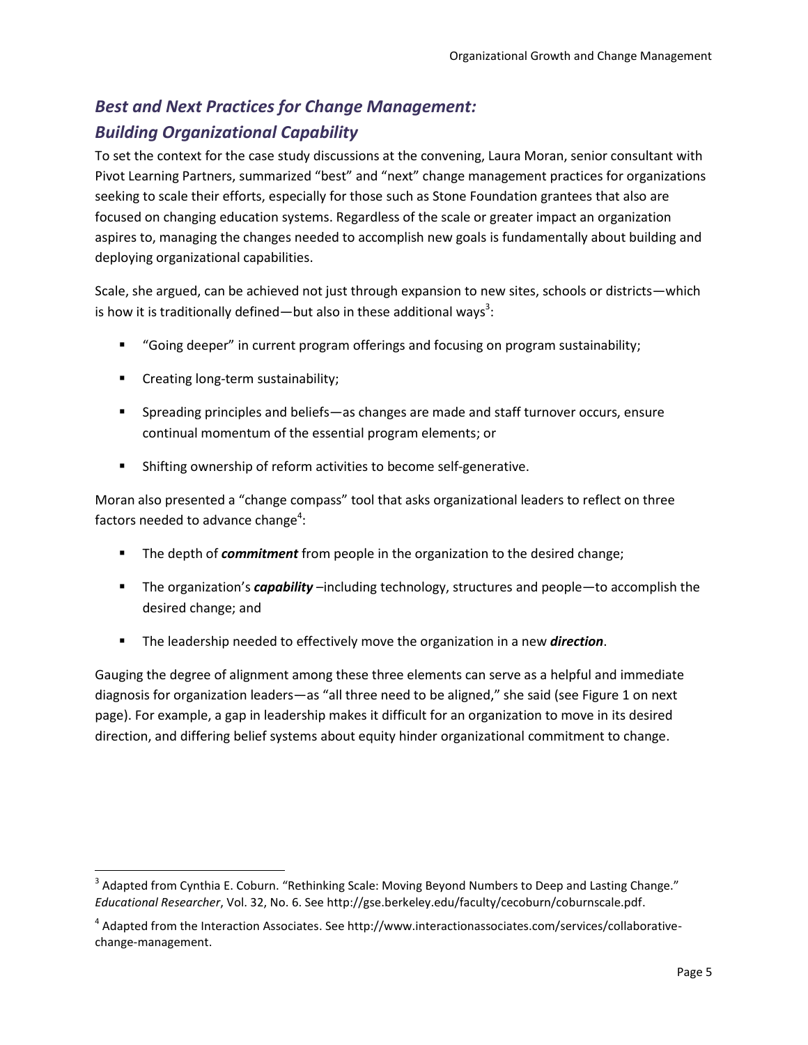## *Best and Next Practices for Change Management: Building Organizational Capability*

To set the context for the case study discussions at the convening, Laura Moran, senior consultant with Pivot Learning Partners, summarized "best" and "next" change management practices for organizations seeking to scale their efforts, especially for those such as Stone Foundation grantees that also are focused on changing education systems. Regardless of the scale or greater impact an organization aspires to, managing the changes needed to accomplish new goals is fundamentally about building and deploying organizational capabilities.

Scale, she argued, can be achieved not just through expansion to new sites, schools or districts—which is how it is traditionally defined—but also in these additional ways[3]:

- "Going deeper" in current program offerings and focusing on program sustainability;
- Creating long-term sustainability;
- Spreading principles and beliefs—as changes are made and staff turnover occurs, ensure continual momentum of the essential program elements; or
- Shifting ownership of reform activities to become self-generative.

Moran also presented a "change compass" tool that asks organizational leaders to reflect on three factors needed to advance change[4]:

- The depth of ***commitment*** from people in the organization to the desired change;
- The organization's ***capability*** –including technology, structures and people—to accomplish the desired change; and
- The leadership needed to effectively move the organization in a new ***direction***.

Gauging the degree of alignment among these three elements can serve as a helpful and immediate diagnosis for organization leaders—as "all three need to be aligned," she said (see Figure 1 on next page). For example, a gap in leadership makes it difficult for an organization to move in its desired direction, and differing belief systems about equity hinder organizational commitment to change.

---

[3] Adapted from Cynthia E. Coburn. "Rethinking Scale: Moving Beyond Numbers to Deep and Lasting Change." *Educational Researcher*, Vol. 32, No. 6. See http://gse.berkeley.edu/faculty/cecoburn/coburnscale.pdf.

[4] Adapted from the Interaction Associates. See http://www.interactionassociates.com/services/collaborative-change-management.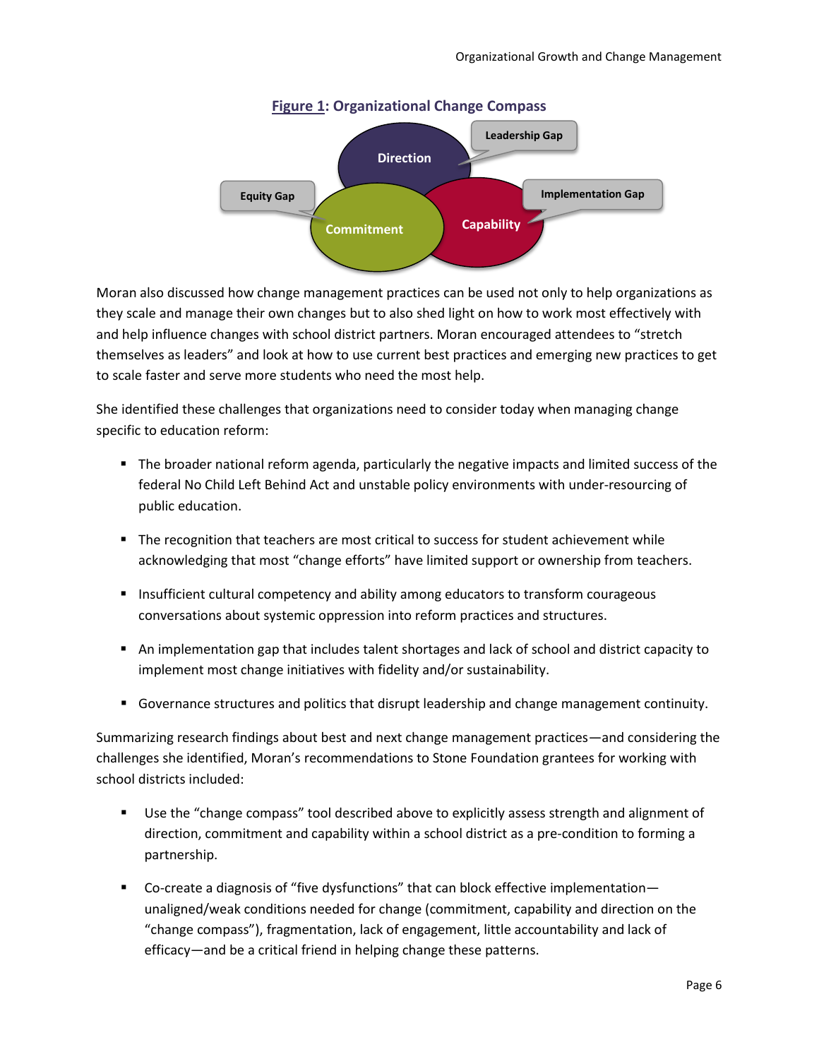**Figure 1: Organizational Change Compass**

Direction
Leadership Gap
Equity Gap
Implementation Gap
Commitment
Capability

Moran also discussed how change management practices can be used not only to help organizations as they scale and manage their own changes but to also shed light on how to work most effectively with and help influence changes with school district partners. Moran encouraged attendees to "stretch themselves as leaders" and look at how to use current best practices and emerging new practices to get to scale faster and serve more students who need the most help.

She identified these challenges that organizations need to consider today when managing change specific to education reform:

- The broader national reform agenda, particularly the negative impacts and limited success of the federal No Child Left Behind Act and unstable policy environments with under-resourcing of public education.
- The recognition that teachers are most critical to success for student achievement while acknowledging that most "change efforts" have limited support or ownership from teachers.
- Insufficient cultural competency and ability among educators to transform courageous conversations about systemic oppression into reform practices and structures.
- An implementation gap that includes talent shortages and lack of school and district capacity to implement most change initiatives with fidelity and/or sustainability.
- Governance structures and politics that disrupt leadership and change management continuity.

Summarizing research findings about best and next change management practices—and considering the challenges she identified, Moran's recommendations to Stone Foundation grantees for working with school districts included:

- Use the "change compass" tool described above to explicitly assess strength and alignment of direction, commitment and capability within a school district as a pre-condition to forming a partnership.
- Co-create a diagnosis of "five dysfunctions" that can block effective implementation—unaligned/weak conditions needed for change (commitment, capability and direction on the "change compass"), fragmentation, lack of engagement, little accountability and lack of efficacy—and be a critical friend in helping change these patterns.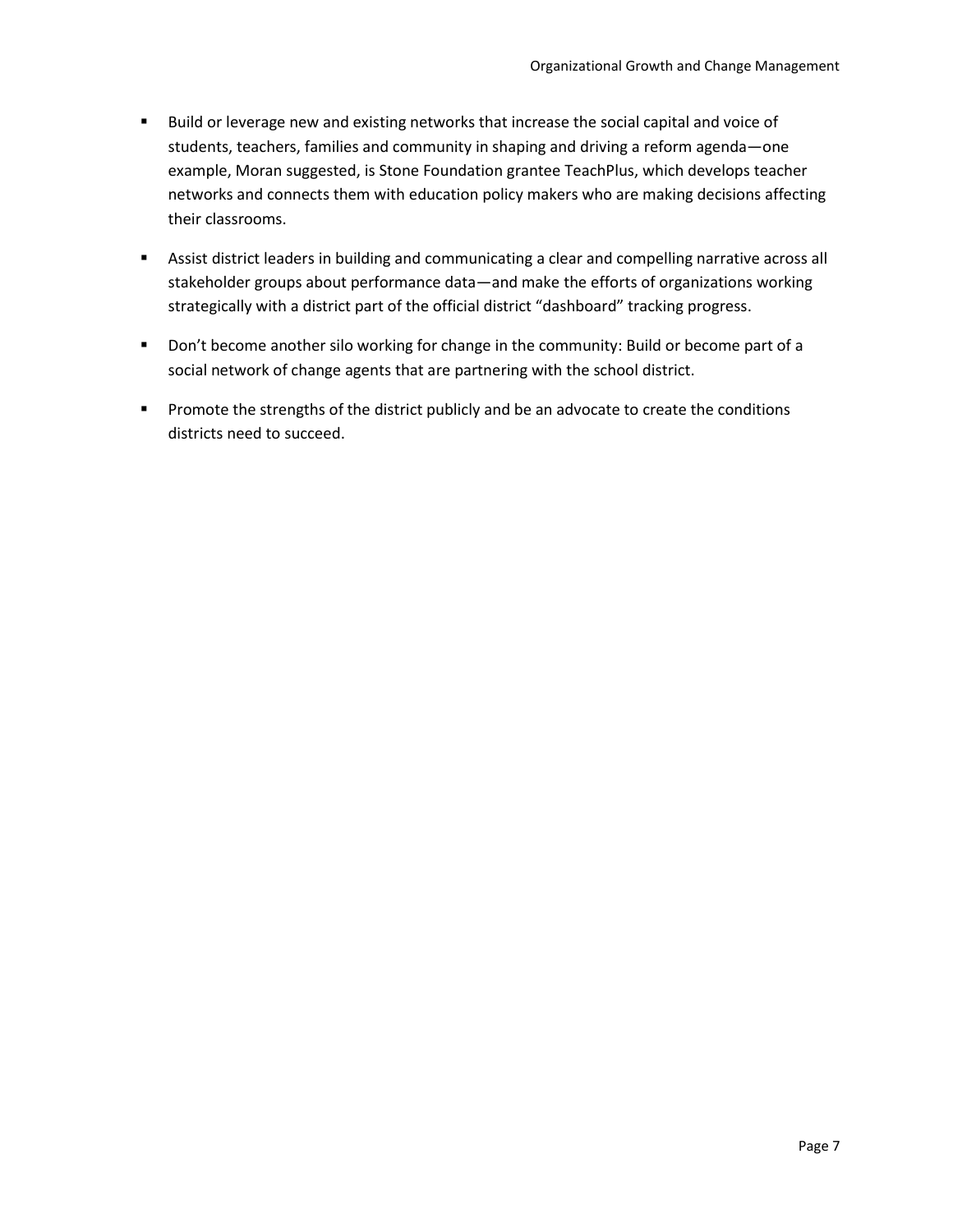- Build or leverage new and existing networks that increase the social capital and voice of students, teachers, families and community in shaping and driving a reform agenda—one example, Moran suggested, is Stone Foundation grantee TeachPlus, which develops teacher networks and connects them with education policy makers who are making decisions affecting their classrooms.
- Assist district leaders in building and communicating a clear and compelling narrative across all stakeholder groups about performance data—and make the efforts of organizations working strategically with a district part of the official district "dashboard" tracking progress.
- Don't become another silo working for change in the community: Build or become part of a social network of change agents that are partnering with the school district.
- Promote the strengths of the district publicly and be an advocate to create the conditions districts need to succeed.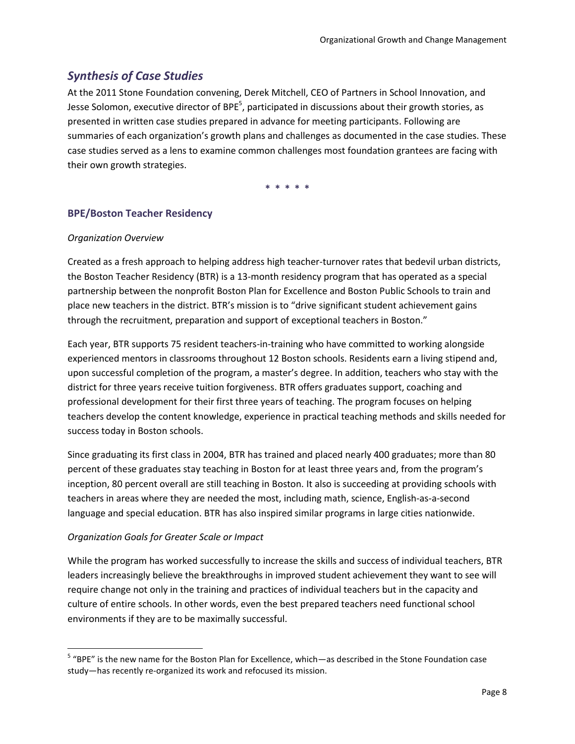## *Synthesis of Case Studies*

At the 2011 Stone Foundation convening, Derek Mitchell, CEO of Partners in School Innovation, and Jesse Solomon, executive director of BPE[5], participated in discussions about their growth stories, as presented in written case studies prepared in advance for meeting participants. Following are summaries of each organization's growth plans and challenges as documented in the case studies. These case studies served as a lens to examine common challenges most foundation grantees are facing with their own growth strategies.

\* \* \* \* \*

### BPE/Boston Teacher Residency

*Organization Overview*

Created as a fresh approach to helping address high teacher-turnover rates that bedevil urban districts, the Boston Teacher Residency (BTR) is a 13-month residency program that has operated as a special partnership between the nonprofit Boston Plan for Excellence and Boston Public Schools to train and place new teachers in the district. BTR's mission is to "drive significant student achievement gains through the recruitment, preparation and support of exceptional teachers in Boston."

Each year, BTR supports 75 resident teachers-in-training who have committed to working alongside experienced mentors in classrooms throughout 12 Boston schools. Residents earn a living stipend and, upon successful completion of the program, a master's degree. In addition, teachers who stay with the district for three years receive tuition forgiveness. BTR offers graduates support, coaching and professional development for their first three years of teaching. The program focuses on helping teachers develop the content knowledge, experience in practical teaching methods and skills needed for success today in Boston schools.

Since graduating its first class in 2004, BTR has trained and placed nearly 400 graduates; more than 80 percent of these graduates stay teaching in Boston for at least three years and, from the program's inception, 80 percent overall are still teaching in Boston. It also is succeeding at providing schools with teachers in areas where they are needed the most, including math, science, English-as-a-second language and special education. BTR has also inspired similar programs in large cities nationwide.

*Organization Goals for Greater Scale or Impact*

While the program has worked successfully to increase the skills and success of individual teachers, BTR leaders increasingly believe the breakthroughs in improved student achievement they want to see will require change not only in the training and practices of individual teachers but in the capacity and culture of entire schools. In other words, even the best prepared teachers need functional school environments if they are to be maximally successful.

[5] "BPE" is the new name for the Boston Plan for Excellence, which—as described in the Stone Foundation case study—has recently re-organized its work and refocused its mission.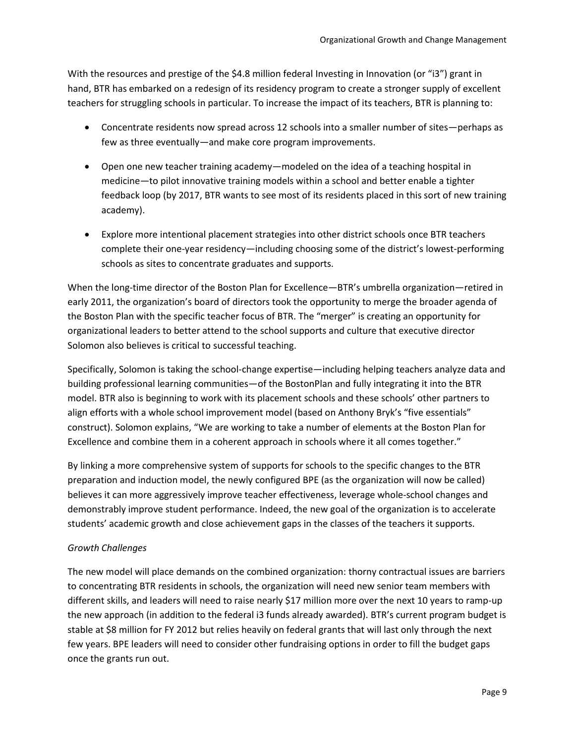With the resources and prestige of the $4.8 million federal Investing in Innovation (or "i3") grant in hand, BTR has embarked on a redesign of its residency program to create a stronger supply of excellent teachers for struggling schools in particular. To increase the impact of its teachers, BTR is planning to:

- Concentrate residents now spread across 12 schools into a smaller number of sites—perhaps as few as three eventually—and make core program improvements.
- Open one new teacher training academy—modeled on the idea of a teaching hospital in medicine—to pilot innovative training models within a school and better enable a tighter feedback loop (by 2017, BTR wants to see most of its residents placed in this sort of new training academy).
- Explore more intentional placement strategies into other district schools once BTR teachers complete their one-year residency—including choosing some of the district's lowest-performing schools as sites to concentrate graduates and supports.

When the long-time director of the Boston Plan for Excellence—BTR's umbrella organization—retired in early 2011, the organization's board of directors took the opportunity to merge the broader agenda of the Boston Plan with the specific teacher focus of BTR. The "merger" is creating an opportunity for organizational leaders to better attend to the school supports and culture that executive director Solomon also believes is critical to successful teaching.

Specifically, Solomon is taking the school-change expertise—including helping teachers analyze data and building professional learning communities—of the BostonPlan and fully integrating it into the BTR model. BTR also is beginning to work with its placement schools and these schools' other partners to align efforts with a whole school improvement model (based on Anthony Bryk's "five essentials" construct). Solomon explains, "We are working to take a number of elements at the Boston Plan for Excellence and combine them in a coherent approach in schools where it all comes together."

By linking a more comprehensive system of supports for schools to the specific changes to the BTR preparation and induction model, the newly configured BPE (as the organization will now be called) believes it can more aggressively improve teacher effectiveness, leverage whole-school changes and demonstrably improve student performance. Indeed, the new goal of the organization is to accelerate students' academic growth and close achievement gaps in the classes of the teachers it supports.

*Growth Challenges*

The new model will place demands on the combined organization: thorny contractual issues are barriers to concentrating BTR residents in schools, the organization will need new senior team members with different skills, and leaders will need to raise nearly $17 million more over the next 10 years to ramp-up the new approach (in addition to the federal i3 funds already awarded). BTR's current program budget is stable at $8 million for FY 2012 but relies heavily on federal grants that will last only through the next few years. BPE leaders will need to consider other fundraising options in order to fill the budget gaps once the grants run out.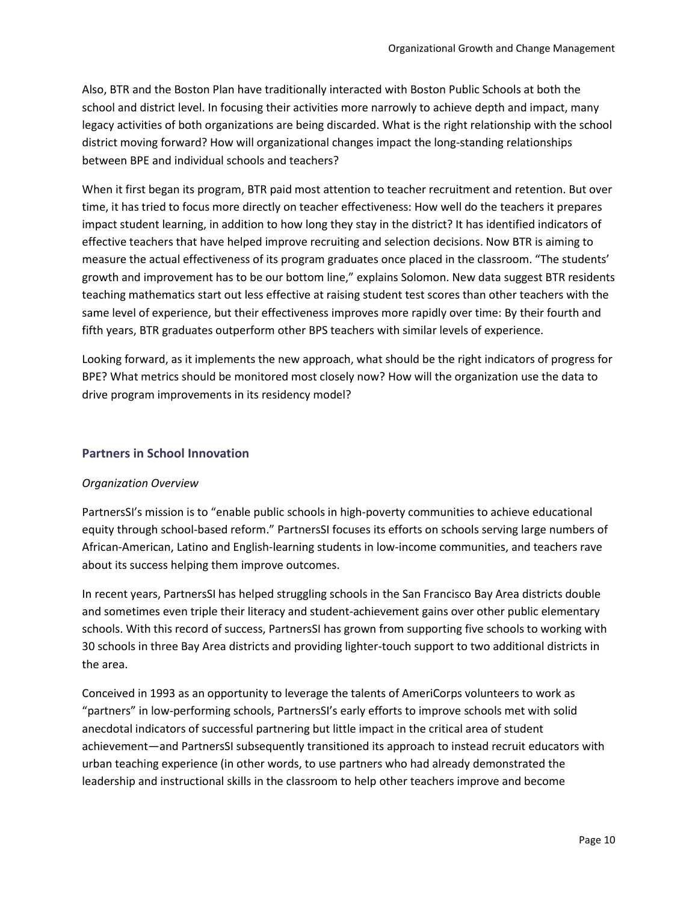Also, BTR and the Boston Plan have traditionally interacted with Boston Public Schools at both the school and district level. In focusing their activities more narrowly to achieve depth and impact, many legacy activities of both organizations are being discarded. What is the right relationship with the school district moving forward? How will organizational changes impact the long-standing relationships between BPE and individual schools and teachers?

When it first began its program, BTR paid most attention to teacher recruitment and retention. But over time, it has tried to focus more directly on teacher effectiveness: How well do the teachers it prepares impact student learning, in addition to how long they stay in the district? It has identified indicators of effective teachers that have helped improve recruiting and selection decisions. Now BTR is aiming to measure the actual effectiveness of its program graduates once placed in the classroom. "The students' growth and improvement has to be our bottom line," explains Solomon. New data suggest BTR residents teaching mathematics start out less effective at raising student test scores than other teachers with the same level of experience, but their effectiveness improves more rapidly over time: By their fourth and fifth years, BTR graduates outperform other BPS teachers with similar levels of experience.

Looking forward, as it implements the new approach, what should be the right indicators of progress for BPE? What metrics should be monitored most closely now? How will the organization use the data to drive program improvements in its residency model?

## Partners in School Innovation

*Organization Overview*

PartnersSI's mission is to "enable public schools in high-poverty communities to achieve educational equity through school-based reform." PartnersSI focuses its efforts on schools serving large numbers of African-American, Latino and English-learning students in low-income communities, and teachers rave about its success helping them improve outcomes.

In recent years, PartnersSI has helped struggling schools in the San Francisco Bay Area districts double and sometimes even triple their literacy and student-achievement gains over other public elementary schools. With this record of success, PartnersSI has grown from supporting five schools to working with 30 schools in three Bay Area districts and providing lighter-touch support to two additional districts in the area.

Conceived in 1993 as an opportunity to leverage the talents of AmeriCorps volunteers to work as "partners" in low-performing schools, PartnersSI's early efforts to improve schools met with solid anecdotal indicators of successful partnering but little impact in the critical area of student achievement—and PartnersSI subsequently transitioned its approach to instead recruit educators with urban teaching experience (in other words, to use partners who had already demonstrated the leadership and instructional skills in the classroom to help other teachers improve and become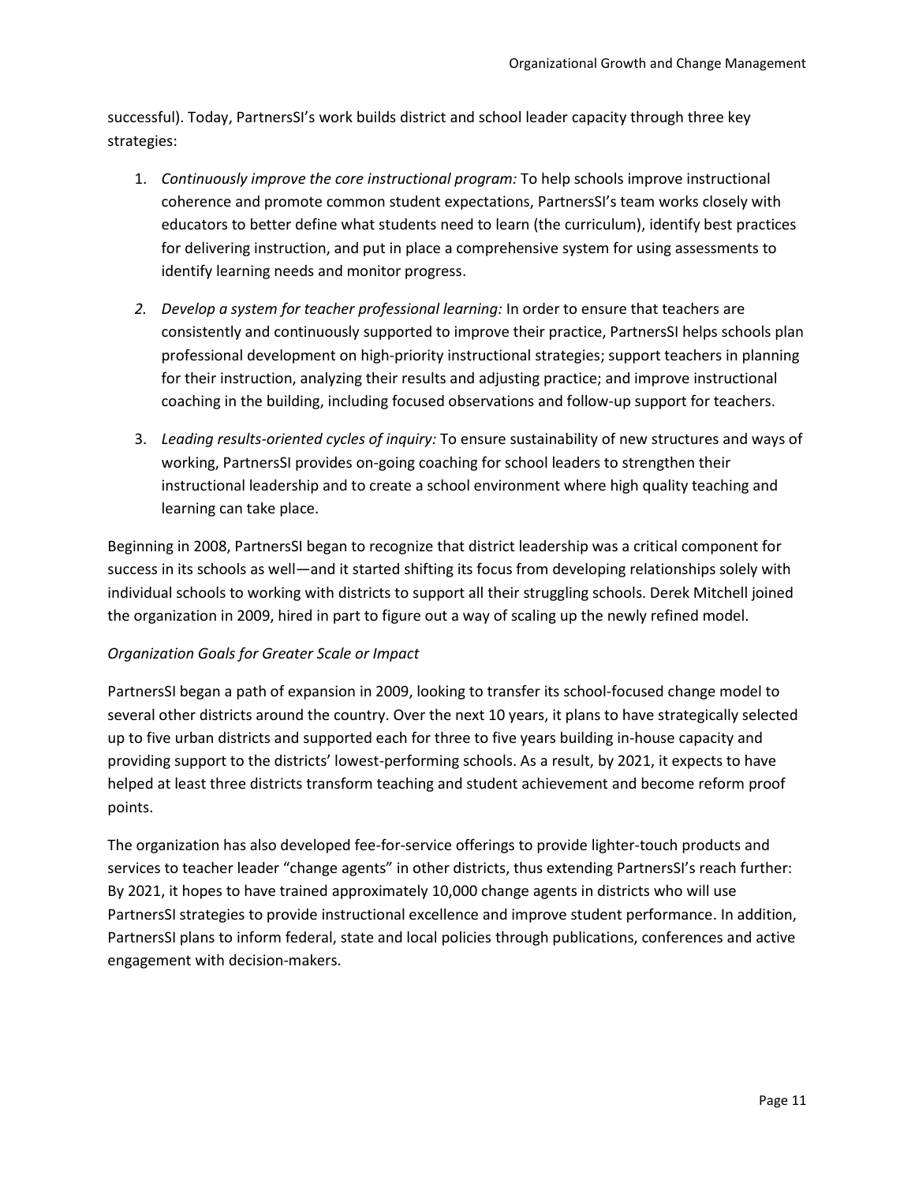successful). Today, PartnersSI's work builds district and school leader capacity through three key strategies:

1. *Continuously improve the core instructional program:* To help schools improve instructional coherence and promote common student expectations, PartnersSI's team works closely with educators to better define what students need to learn (the curriculum), identify best practices for delivering instruction, and put in place a comprehensive system for using assessments to identify learning needs and monitor progress.

2. *Develop a system for teacher professional learning:* In order to ensure that teachers are consistently and continuously supported to improve their practice, PartnersSI helps schools plan professional development on high-priority instructional strategies; support teachers in planning for their instruction, analyzing their results and adjusting practice; and improve instructional coaching in the building, including focused observations and follow-up support for teachers.

3. *Leading results-oriented cycles of inquiry:* To ensure sustainability of new structures and ways of working, PartnersSI provides on-going coaching for school leaders to strengthen their instructional leadership and to create a school environment where high quality teaching and learning can take place.

Beginning in 2008, PartnersSI began to recognize that district leadership was a critical component for success in its schools as well—and it started shifting its focus from developing relationships solely with individual schools to working with districts to support all their struggling schools. Derek Mitchell joined the organization in 2009, hired in part to figure out a way of scaling up the newly refined model.

*Organization Goals for Greater Scale or Impact*

PartnersSI began a path of expansion in 2009, looking to transfer its school-focused change model to several other districts around the country. Over the next 10 years, it plans to have strategically selected up to five urban districts and supported each for three to five years building in-house capacity and providing support to the districts' lowest-performing schools. As a result, by 2021, it expects to have helped at least three districts transform teaching and student achievement and become reform proof points.

The organization has also developed fee-for-service offerings to provide lighter-touch products and services to teacher leader "change agents" in other districts, thus extending PartnersSI's reach further: By 2021, it hopes to have trained approximately 10,000 change agents in districts who will use PartnersSI strategies to provide instructional excellence and improve student performance. In addition, PartnersSI plans to inform federal, state and local policies through publications, conferences and active engagement with decision-makers.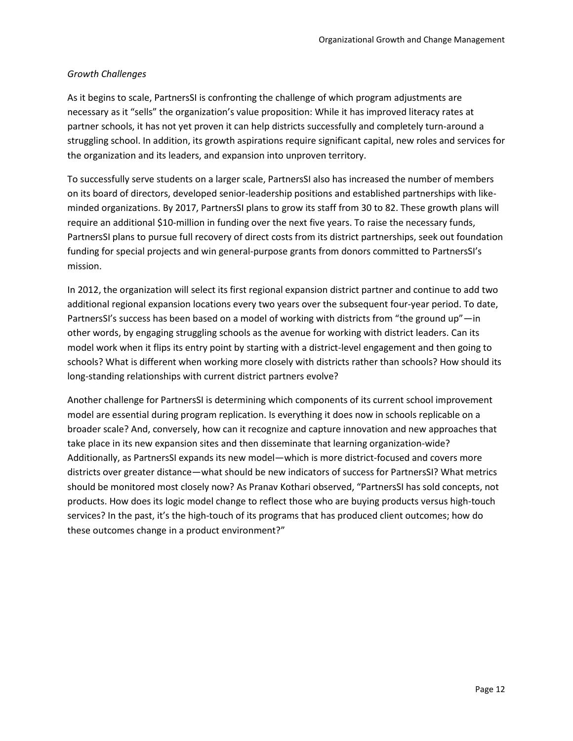*Growth Challenges*

As it begins to scale, PartnersSI is confronting the challenge of which program adjustments are necessary as it "sells" the organization's value proposition: While it has improved literacy rates at partner schools, it has not yet proven it can help districts successfully and completely turn-around a struggling school. In addition, its growth aspirations require significant capital, new roles and services for the organization and its leaders, and expansion into unproven territory.

To successfully serve students on a larger scale, PartnersSI also has increased the number of members on its board of directors, developed senior-leadership positions and established partnerships with like-minded organizations. By 2017, PartnersSI plans to grow its staff from 30 to 82. These growth plans will require an additional $10-million in funding over the next five years. To raise the necessary funds, PartnersSI plans to pursue full recovery of direct costs from its district partnerships, seek out foundation funding for special projects and win general-purpose grants from donors committed to PartnersSI's mission.

In 2012, the organization will select its first regional expansion district partner and continue to add two additional regional expansion locations every two years over the subsequent four-year period. To date, PartnersSI's success has been based on a model of working with districts from "the ground up"—in other words, by engaging struggling schools as the avenue for working with district leaders. Can its model work when it flips its entry point by starting with a district-level engagement and then going to schools? What is different when working more closely with districts rather than schools? How should its long-standing relationships with current district partners evolve?

Another challenge for PartnersSI is determining which components of its current school improvement model are essential during program replication. Is everything it does now in schools replicable on a broader scale? And, conversely, how can it recognize and capture innovation and new approaches that take place in its new expansion sites and then disseminate that learning organization-wide? Additionally, as PartnersSI expands its new model—which is more district-focused and covers more districts over greater distance—what should be new indicators of success for PartnersSI? What metrics should be monitored most closely now? As Pranav Kothari observed, "PartnersSI has sold concepts, not products. How does its logic model change to reflect those who are buying products versus high-touch services? In the past, it's the high-touch of its programs that has produced client outcomes; how do these outcomes change in a product environment?"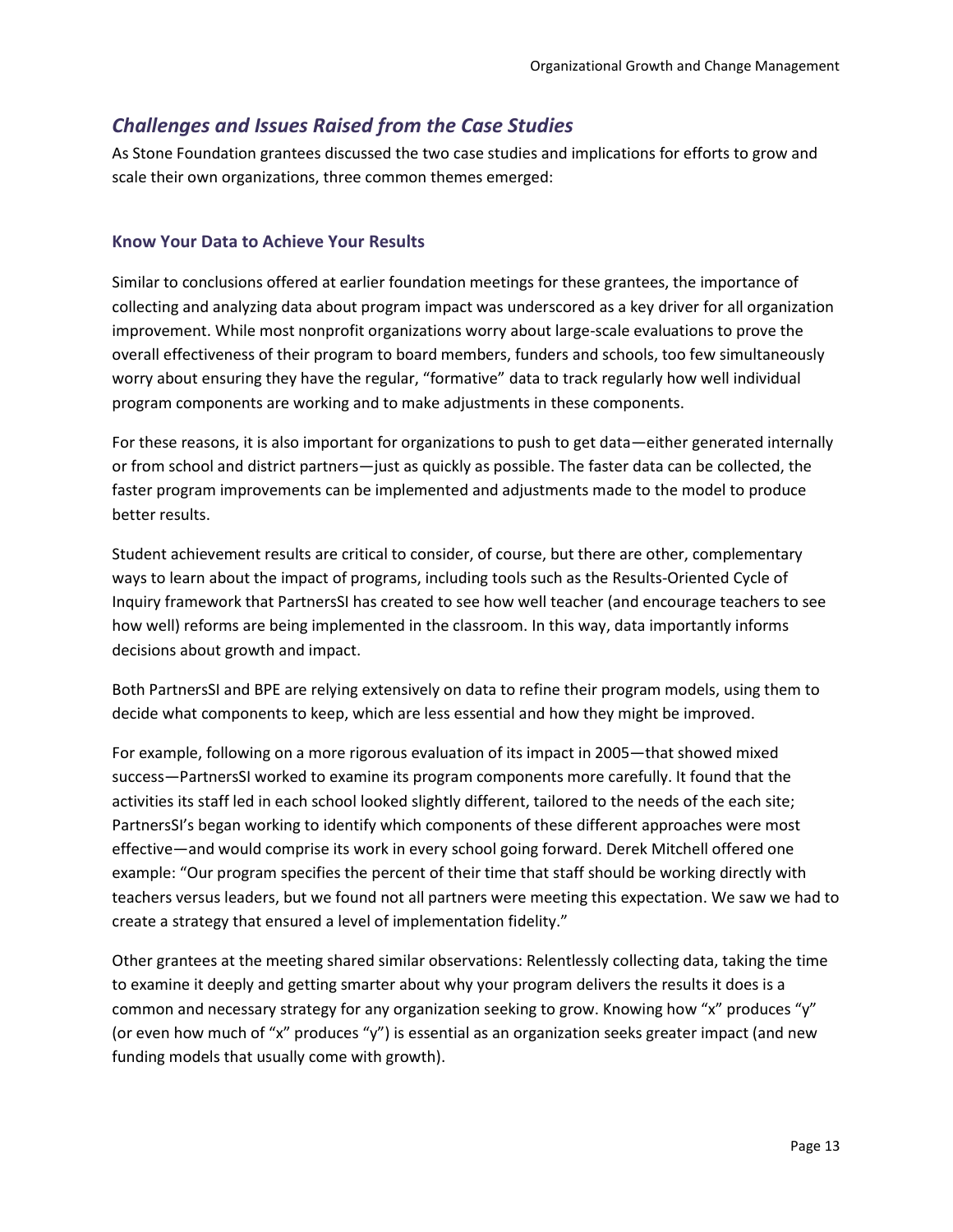## *Challenges and Issues Raised from the Case Studies*

As Stone Foundation grantees discussed the two case studies and implications for efforts to grow and scale their own organizations, three common themes emerged:

### Know Your Data to Achieve Your Results

Similar to conclusions offered at earlier foundation meetings for these grantees, the importance of collecting and analyzing data about program impact was underscored as a key driver for all organization improvement. While most nonprofit organizations worry about large-scale evaluations to prove the overall effectiveness of their program to board members, funders and schools, too few simultaneously worry about ensuring they have the regular, "formative" data to track regularly how well individual program components are working and to make adjustments in these components.

For these reasons, it is also important for organizations to push to get data—either generated internally or from school and district partners—just as quickly as possible. The faster data can be collected, the faster program improvements can be implemented and adjustments made to the model to produce better results.

Student achievement results are critical to consider, of course, but there are other, complementary ways to learn about the impact of programs, including tools such as the Results-Oriented Cycle of Inquiry framework that PartnersSI has created to see how well teacher (and encourage teachers to see how well) reforms are being implemented in the classroom. In this way, data importantly informs decisions about growth and impact.

Both PartnersSI and BPE are relying extensively on data to refine their program models, using them to decide what components to keep, which are less essential and how they might be improved.

For example, following on a more rigorous evaluation of its impact in 2005—that showed mixed success—PartnersSI worked to examine its program components more carefully. It found that the activities its staff led in each school looked slightly different, tailored to the needs of the each site; PartnersSI's began working to identify which components of these different approaches were most effective—and would comprise its work in every school going forward. Derek Mitchell offered one example: "Our program specifies the percent of their time that staff should be working directly with teachers versus leaders, but we found not all partners were meeting this expectation. We saw we had to create a strategy that ensured a level of implementation fidelity."

Other grantees at the meeting shared similar observations: Relentlessly collecting data, taking the time to examine it deeply and getting smarter about why your program delivers the results it does is a common and necessary strategy for any organization seeking to grow. Knowing how "x" produces "y" (or even how much of "x" produces "y") is essential as an organization seeks greater impact (and new funding models that usually come with growth).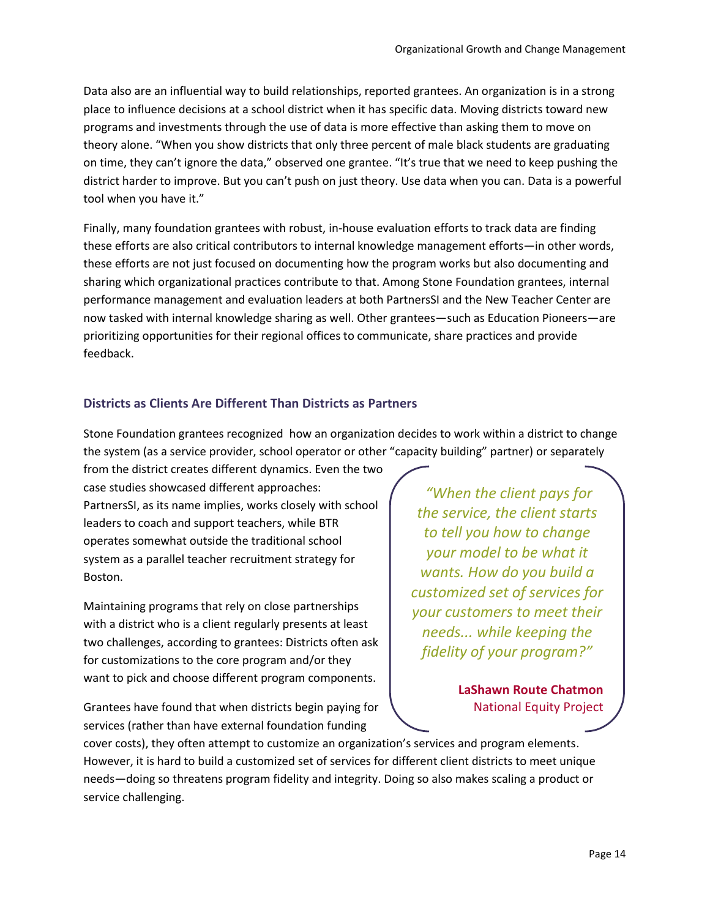Data also are an influential way to build relationships, reported grantees. An organization is in a strong place to influence decisions at a school district when it has specific data. Moving districts toward new programs and investments through the use of data is more effective than asking them to move on theory alone. "When you show districts that only three percent of male black students are graduating on time, they can't ignore the data," observed one grantee. "It's true that we need to keep pushing the district harder to improve. But you can't push on just theory. Use data when you can. Data is a powerful tool when you have it."

Finally, many foundation grantees with robust, in-house evaluation efforts to track data are finding these efforts are also critical contributors to internal knowledge management efforts—in other words, these efforts are not just focused on documenting how the program works but also documenting and sharing which organizational practices contribute to that. Among Stone Foundation grantees, internal performance management and evaluation leaders at both PartnersSI and the New Teacher Center are now tasked with internal knowledge sharing as well. Other grantees—such as Education Pioneers—are prioritizing opportunities for their regional offices to communicate, share practices and provide feedback.

### Districts as Clients Are Different Than Districts as Partners

Stone Foundation grantees recognized how an organization decides to work within a district to change the system (as a service provider, school operator or other "capacity building" partner) or separately from the district creates different dynamics. Even the two case studies showcased different approaches: PartnersSI, as its name implies, works closely with school leaders to coach and support teachers, while BTR operates somewhat outside the traditional school system as a parallel teacher recruitment strategy for Boston.

Maintaining programs that rely on close partnerships with a district who is a client regularly presents at least two challenges, according to grantees: Districts often ask for customizations to the core program and/or they want to pick and choose different program components.

> *"When the client pays for the service, the client starts to tell you how to change your model to be what it wants. How do you build a customized set of services for your customers to meet their needs... while keeping the fidelity of your program?"*
>
> **LaShawn Route Chatmon**
> National Equity Project

Grantees have found that when districts begin paying for services (rather than have external foundation funding cover costs), they often attempt to customize an organization's services and program elements. However, it is hard to build a customized set of services for different client districts to meet unique needs—doing so threatens program fidelity and integrity. Doing so also makes scaling a product or service challenging.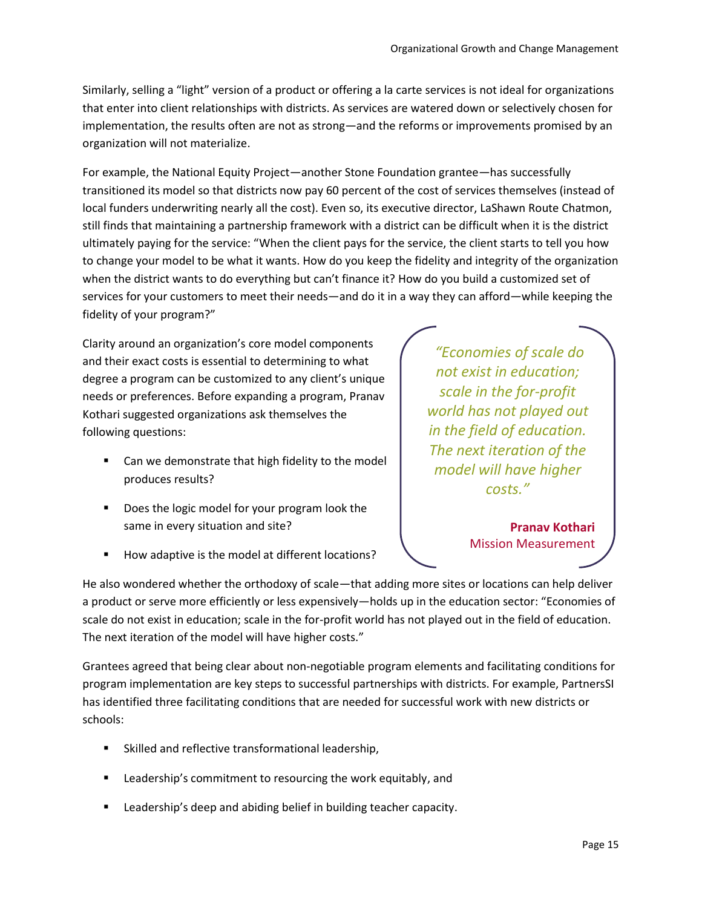Similarly, selling a "light" version of a product or offering a la carte services is not ideal for organizations that enter into client relationships with districts. As services are watered down or selectively chosen for implementation, the results often are not as strong—and the reforms or improvements promised by an organization will not materialize.

For example, the National Equity Project—another Stone Foundation grantee—has successfully transitioned its model so that districts now pay 60 percent of the cost of services themselves (instead of local funders underwriting nearly all the cost). Even so, its executive director, LaShawn Route Chatmon, still finds that maintaining a partnership framework with a district can be difficult when it is the district ultimately paying for the service: "When the client pays for the service, the client starts to tell you how to change your model to be what it wants. How do you keep the fidelity and integrity of the organization when the district wants to do everything but can't finance it? How do you build a customized set of services for your customers to meet their needs—and do it in a way they can afford—while keeping the fidelity of your program?"

Clarity around an organization's core model components and their exact costs is essential to determining to what degree a program can be customized to any client's unique needs or preferences. Before expanding a program, Pranav Kothari suggested organizations ask themselves the following questions:

- Can we demonstrate that high fidelity to the model produces results?
- Does the logic model for your program look the same in every situation and site?
- How adaptive is the model at different locations?

> *"Economies of scale do not exist in education; scale in the for-profit world has not played out in the field of education. The next iteration of the model will have higher costs."*
>
> **Pranav Kothari**
> Mission Measurement

He also wondered whether the orthodoxy of scale—that adding more sites or locations can help deliver a product or serve more efficiently or less expensively—holds up in the education sector: "Economies of scale do not exist in education; scale in the for-profit world has not played out in the field of education. The next iteration of the model will have higher costs."

Grantees agreed that being clear about non-negotiable program elements and facilitating conditions for program implementation are key steps to successful partnerships with districts. For example, PartnersSI has identified three facilitating conditions that are needed for successful work with new districts or schools:

- Skilled and reflective transformational leadership,
- Leadership's commitment to resourcing the work equitably, and
- Leadership's deep and abiding belief in building teacher capacity.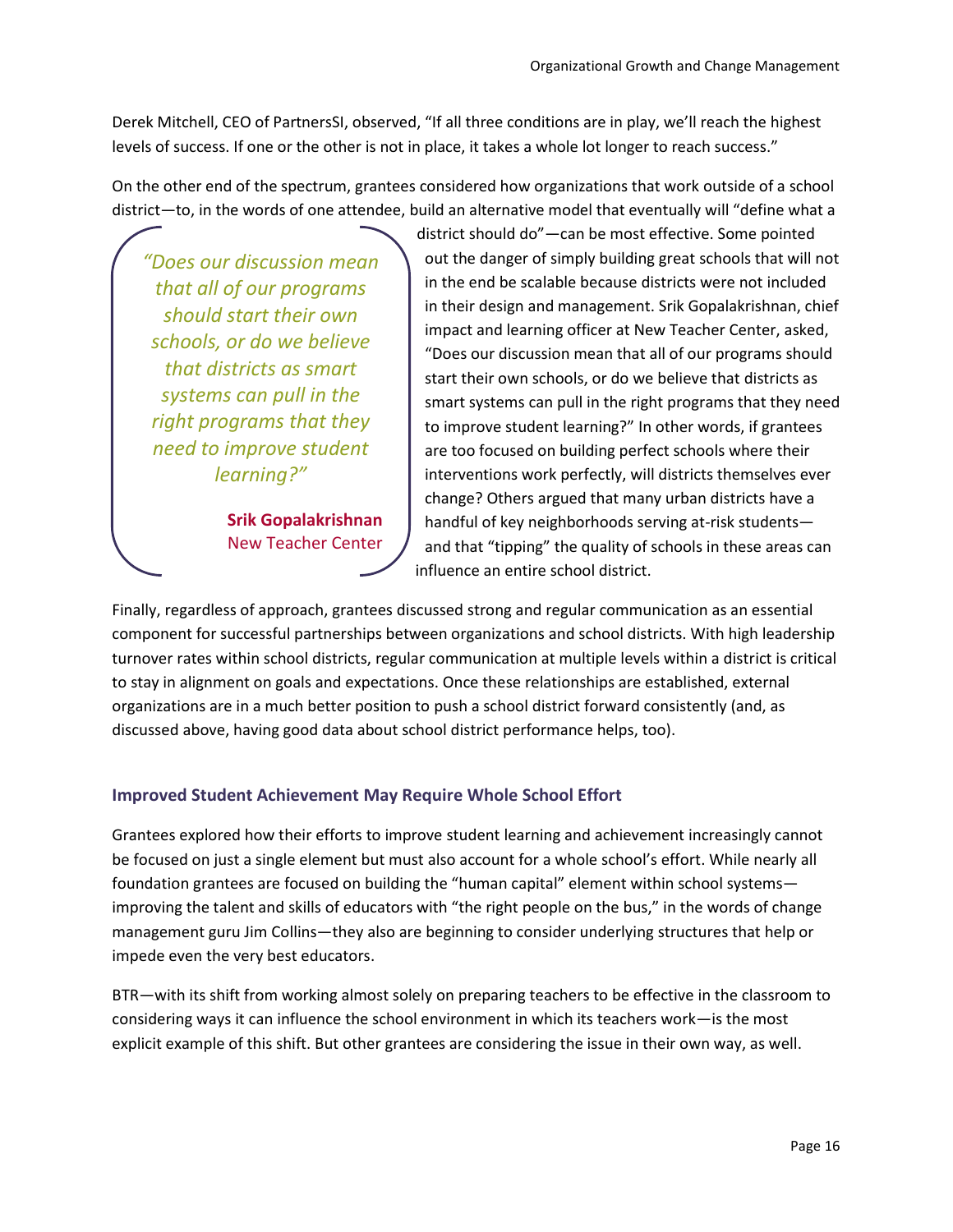Derek Mitchell, CEO of PartnersSI, observed, "If all three conditions are in play, we'll reach the highest levels of success. If one or the other is not in place, it takes a whole lot longer to reach success."

On the other end of the spectrum, grantees considered how organizations that work outside of a school district—to, in the words of one attendee, build an alternative model that eventually will "define what a district should do"—can be most effective. Some pointed out the danger of simply building great schools that will not in the end be scalable because districts were not included in their design and management. Srik Gopalakrishnan, chief impact and learning officer at New Teacher Center, asked, "Does our discussion mean that all of our programs should start their own schools, or do we believe that districts as smart systems can pull in the right programs that they need to improve student learning?" In other words, if grantees are too focused on building perfect schools where their interventions work perfectly, will districts themselves ever change? Others argued that many urban districts have a handful of key neighborhoods serving at-risk students—and that "tipping" the quality of schools in these areas can influence an entire school district.

> *"Does our discussion mean that all of our programs should start their own schools, or do we believe that districts as smart systems can pull in the right programs that they need to improve student learning?"*
>
> **Srik Gopalakrishnan**
> New Teacher Center

Finally, regardless of approach, grantees discussed strong and regular communication as an essential component for successful partnerships between organizations and school districts. With high leadership turnover rates within school districts, regular communication at multiple levels within a district is critical to stay in alignment on goals and expectations. Once these relationships are established, external organizations are in a much better position to push a school district forward consistently (and, as discussed above, having good data about school district performance helps, too).

### Improved Student Achievement May Require Whole School Effort

Grantees explored how their efforts to improve student learning and achievement increasingly cannot be focused on just a single element but must also account for a whole school's effort. While nearly all foundation grantees are focused on building the "human capital" element within school systems—improving the talent and skills of educators with "the right people on the bus," in the words of change management guru Jim Collins—they also are beginning to consider underlying structures that help or impede even the very best educators.

BTR—with its shift from working almost solely on preparing teachers to be effective in the classroom to considering ways it can influence the school environment in which its teachers work—is the most explicit example of this shift. But other grantees are considering the issue in their own way, as well.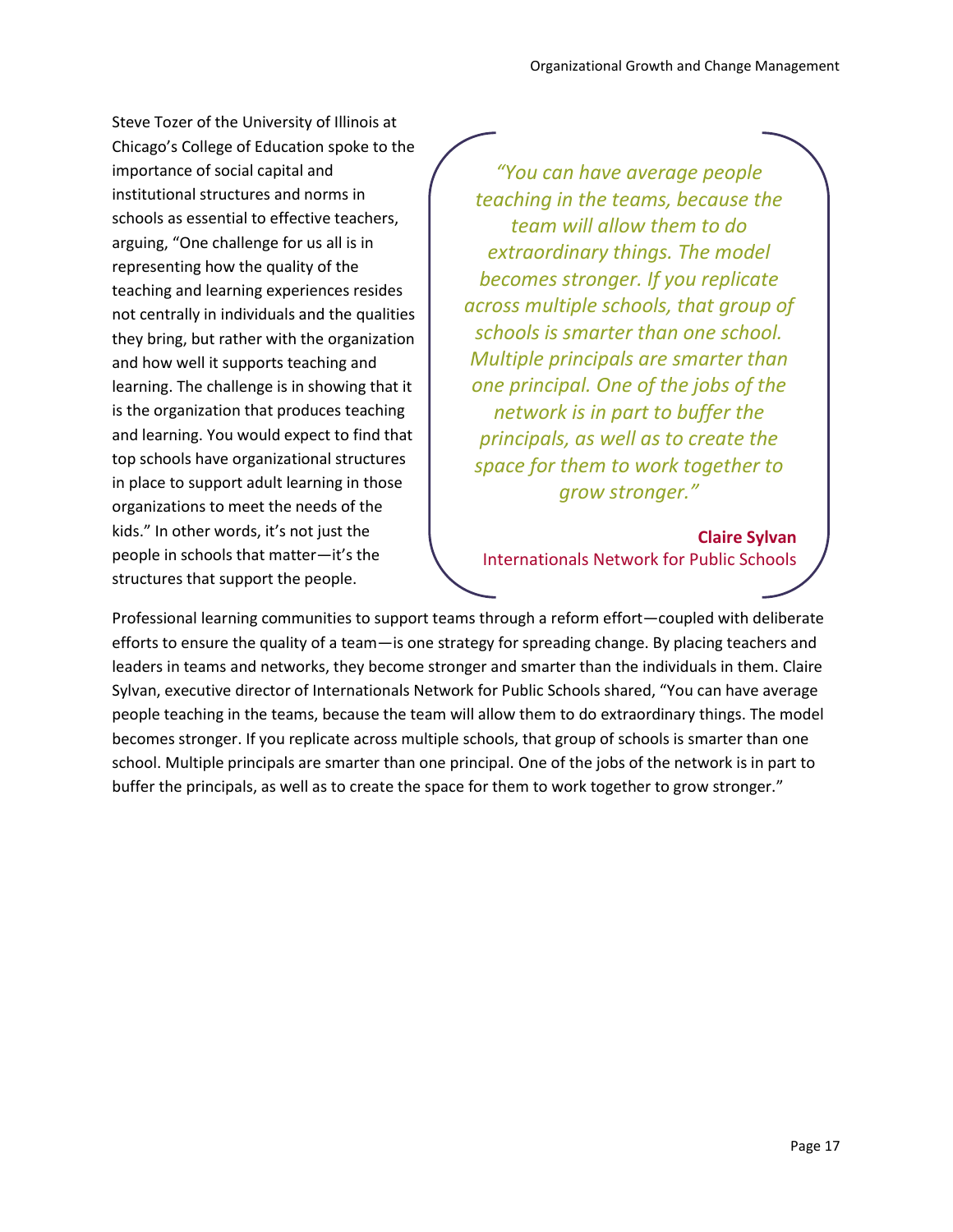Steve Tozer of the University of Illinois at Chicago's College of Education spoke to the importance of social capital and institutional structures and norms in schools as essential to effective teachers, arguing, "One challenge for us all is in representing how the quality of the teaching and learning experiences resides not centrally in individuals and the qualities they bring, but rather with the organization and how well it supports teaching and learning. The challenge is in showing that it is the organization that produces teaching and learning. You would expect to find that top schools have organizational structures in place to support adult learning in those organizations to meet the needs of the kids." In other words, it's not just the people in schools that matter—it's the structures that support the people.

> *"You can have average people teaching in the teams, because the team will allow them to do extraordinary things. The model becomes stronger. If you replicate across multiple schools, that group of schools is smarter than one school. Multiple principals are smarter than one principal. One of the jobs of the network is in part to buffer the principals, as well as to create the space for them to work together to grow stronger."*
>
> **Claire Sylvan**
> Internationals Network for Public Schools

Professional learning communities to support teams through a reform effort—coupled with deliberate efforts to ensure the quality of a team—is one strategy for spreading change. By placing teachers and leaders in teams and networks, they become stronger and smarter than the individuals in them. Claire Sylvan, executive director of Internationals Network for Public Schools shared, "You can have average people teaching in the teams, because the team will allow them to do extraordinary things. The model becomes stronger. If you replicate across multiple schools, that group of schools is smarter than one school. Multiple principals are smarter than one principal. One of the jobs of the network is in part to buffer the principals, as well as to create the space for them to work together to grow stronger."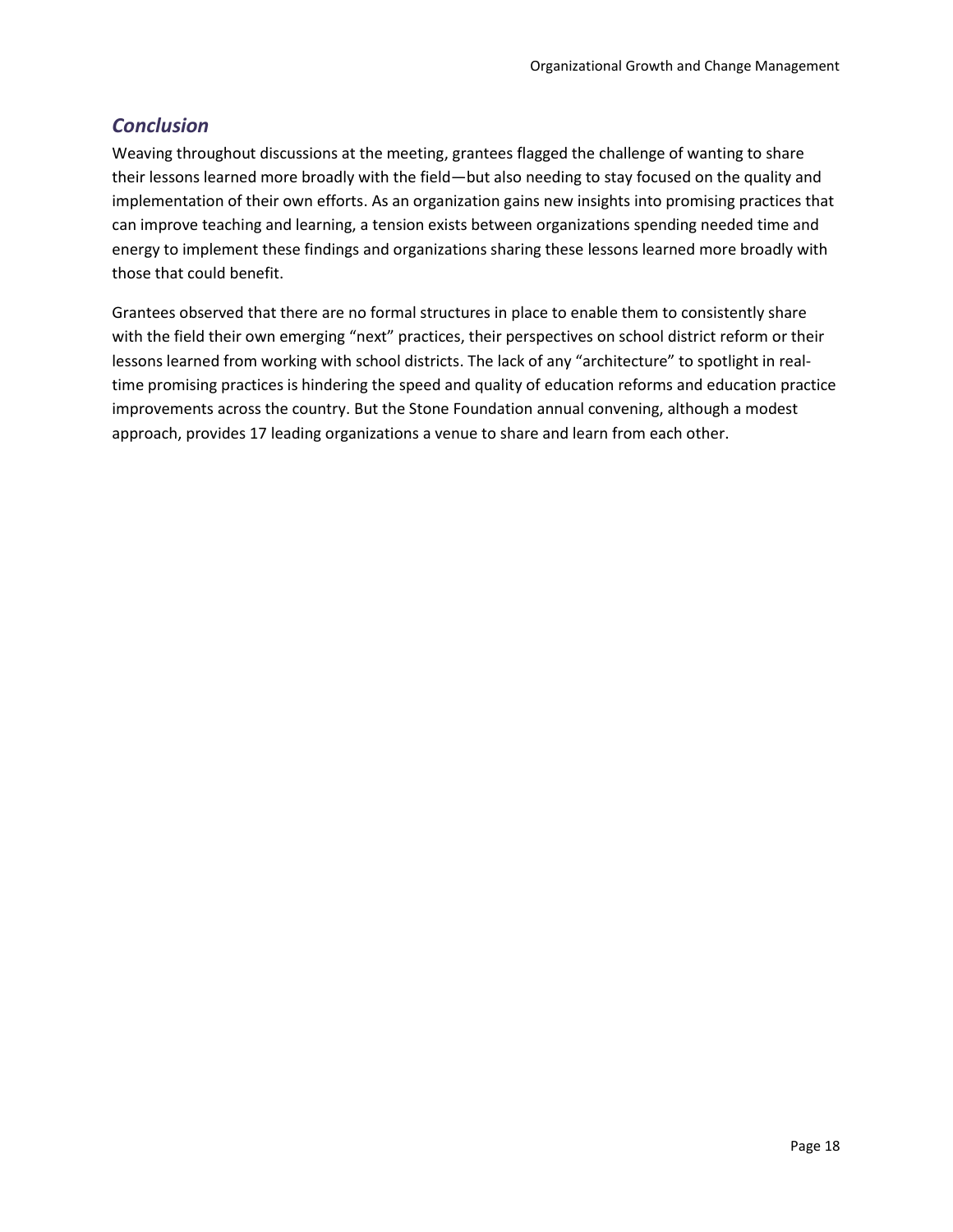## *Conclusion*

Weaving throughout discussions at the meeting, grantees flagged the challenge of wanting to share their lessons learned more broadly with the field—but also needing to stay focused on the quality and implementation of their own efforts. As an organization gains new insights into promising practices that can improve teaching and learning, a tension exists between organizations spending needed time and energy to implement these findings and organizations sharing these lessons learned more broadly with those that could benefit.

Grantees observed that there are no formal structures in place to enable them to consistently share with the field their own emerging "next" practices, their perspectives on school district reform or their lessons learned from working with school districts. The lack of any "architecture" to spotlight in real-time promising practices is hindering the speed and quality of education reforms and education practice improvements across the country. But the Stone Foundation annual convening, although a modest approach, provides 17 leading organizations a venue to share and learn from each other.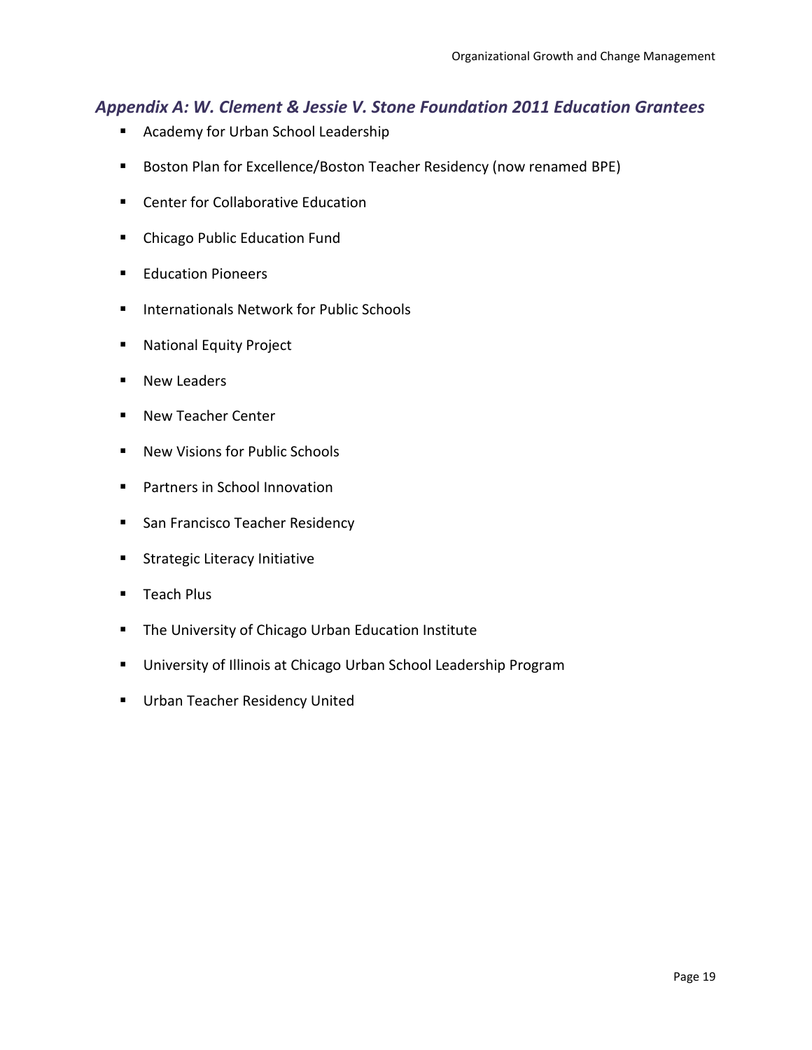## *Appendix A: W. Clement & Jessie V. Stone Foundation 2011 Education Grantees*

- Academy for Urban School Leadership
- Boston Plan for Excellence/Boston Teacher Residency (now renamed BPE)
- Center for Collaborative Education
- Chicago Public Education Fund
- Education Pioneers
- Internationals Network for Public Schools
- National Equity Project
- New Leaders
- New Teacher Center
- New Visions for Public Schools
- Partners in School Innovation
- San Francisco Teacher Residency
- Strategic Literacy Initiative
- Teach Plus
- The University of Chicago Urban Education Institute
- University of Illinois at Chicago Urban School Leadership Program
- Urban Teacher Residency United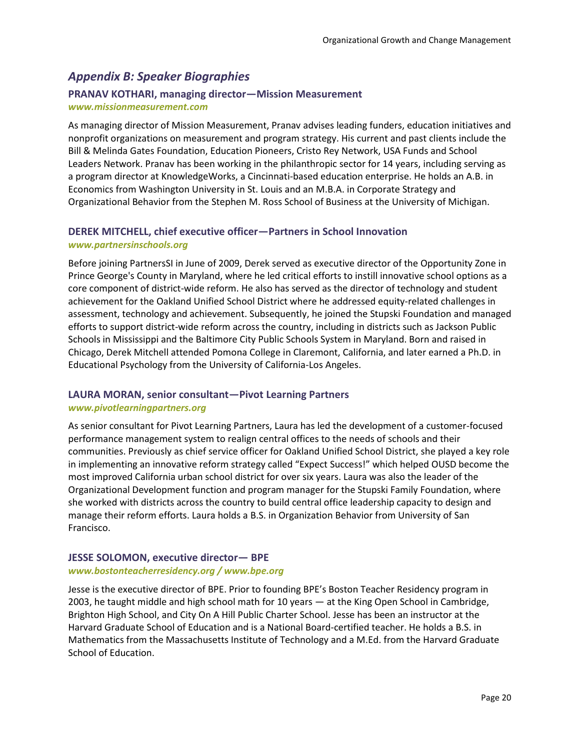## *Appendix B: Speaker Biographies*

### PRANAV KOTHARI, managing director—Mission Measurement

***www.missionmeasurement.com***

As managing director of Mission Measurement, Pranav advises leading funders, education initiatives and nonprofit organizations on measurement and program strategy. His current and past clients include the Bill & Melinda Gates Foundation, Education Pioneers, Cristo Rey Network, USA Funds and School Leaders Network. Pranav has been working in the philanthropic sector for 14 years, including serving as a program director at KnowledgeWorks, a Cincinnati-based education enterprise. He holds an A.B. in Economics from Washington University in St. Louis and an M.B.A. in Corporate Strategy and Organizational Behavior from the Stephen M. Ross School of Business at the University of Michigan.

### DEREK MITCHELL, chief executive officer—Partners in School Innovation

***www.partnersinschools.org***

Before joining PartnersSI in June of 2009, Derek served as executive director of the Opportunity Zone in Prince George's County in Maryland, where he led critical efforts to instill innovative school options as a core component of district-wide reform. He also has served as the director of technology and student achievement for the Oakland Unified School District where he addressed equity-related challenges in assessment, technology and achievement. Subsequently, he joined the Stupski Foundation and managed efforts to support district-wide reform across the country, including in districts such as Jackson Public Schools in Mississippi and the Baltimore City Public Schools System in Maryland. Born and raised in Chicago, Derek Mitchell attended Pomona College in Claremont, California, and later earned a Ph.D. in Educational Psychology from the University of California-Los Angeles.

### LAURA MORAN, senior consultant—Pivot Learning Partners

***www.pivotlearningpartners.org***

As senior consultant for Pivot Learning Partners, Laura has led the development of a customer-focused performance management system to realign central offices to the needs of schools and their communities. Previously as chief service officer for Oakland Unified School District, she played a key role in implementing an innovative reform strategy called "Expect Success!" which helped OUSD become the most improved California urban school district for over six years. Laura was also the leader of the Organizational Development function and program manager for the Stupski Family Foundation, where she worked with districts across the country to build central office leadership capacity to design and manage their reform efforts. Laura holds a B.S. in Organization Behavior from University of San Francisco.

### JESSE SOLOMON, executive director— BPE

***www.bostonteacherresidency.org / www.bpe.org***

Jesse is the executive director of BPE. Prior to founding BPE's Boston Teacher Residency program in 2003, he taught middle and high school math for 10 years — at the King Open School in Cambridge, Brighton High School, and City On A Hill Public Charter School. Jesse has been an instructor at the Harvard Graduate School of Education and is a National Board-certified teacher. He holds a B.S. in Mathematics from the Massachusetts Institute of Technology and a M.Ed. from the Harvard Graduate School of Education.